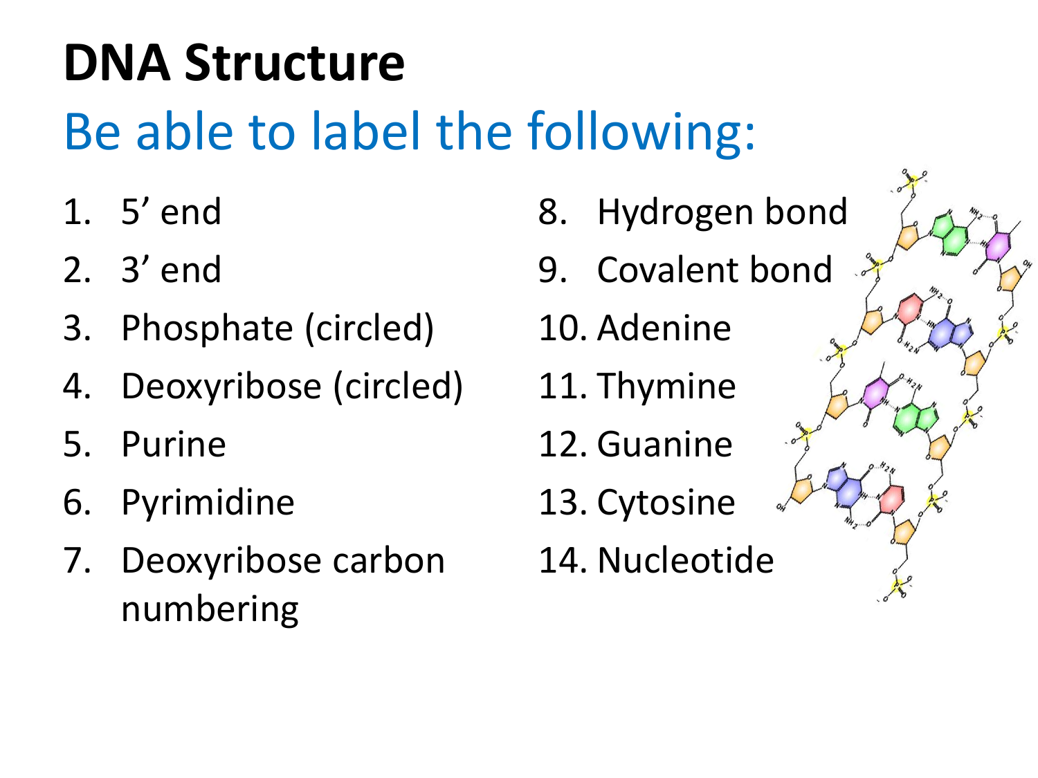# DNA Structure

## Be able to label the following:

1. 5’ end
2. 3’ end
3. Phosphate (circled)
4. Deoxyribose (circled)
5. Purine
6. Pyrimidine
7. Deoxyribose carbon numbering
8. Hydrogen bond
9. Covalent bond
10. Adenine
11. Thymine
12. Guanine
13. Cytosine
14. Nucleotide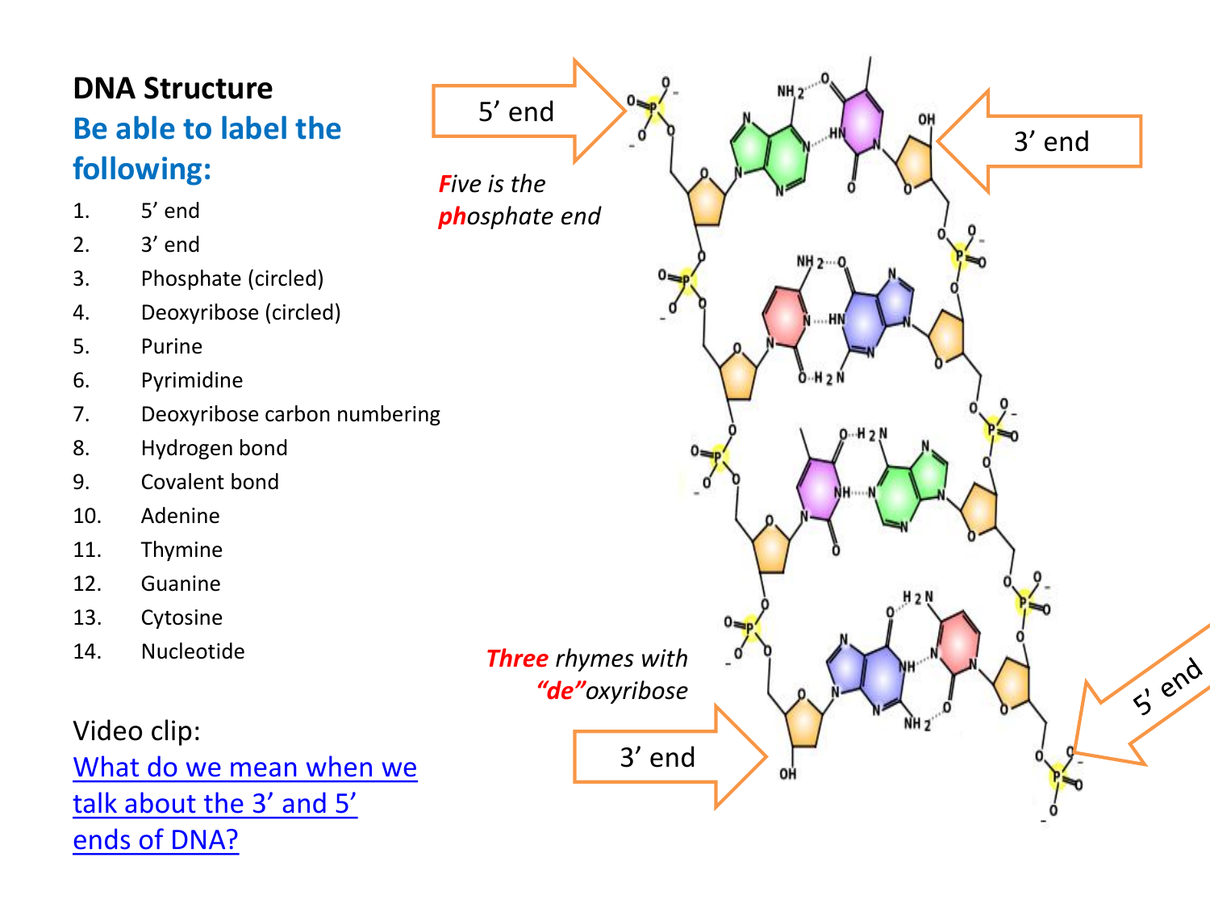# DNA Structure

## Be able to label the following:

1. 5' end
2. 3' end
3. Phosphate (circled)
4. Deoxyribose (circled)
5. Purine
6. Pyrimidine
7. Deoxyribose carbon numbering
8. Hydrogen bond
9. Covalent bond
10. Adenine
11. Thymine
12. Guanine
13. Cytosine
14. Nucleotide

Video clip:
[What do we mean when we talk about the 3' and 5' ends of DNA?]()

5' end

*Five is the phosphate end*

3' end

*Three rhymes with "de"oxyribose*

3' end

5' end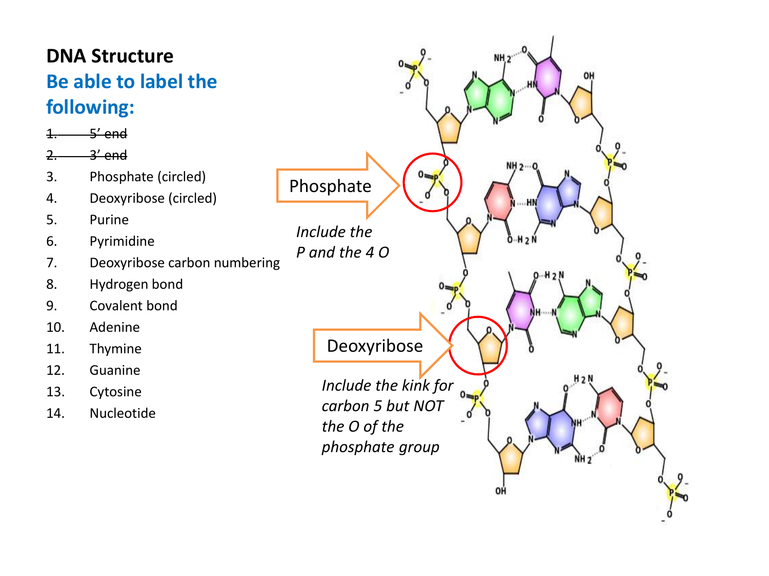# DNA Structure

## Be able to label the following:

1. ~~5' end~~
2. ~~3' end~~
3. Phosphate (circled)
4. Deoxyribose (circled)
5. Purine
6. Pyrimidine
7. Deoxyribose carbon numbering
8. Hydrogen bond
9. Covalent bond
10. Adenine
11. Thymine
12. Guanine
13. Cytosine
14. Nucleotide

Phosphate

*Include the P and the 4 O*

Deoxyribose

*Include the kink for carbon 5 but NOT the O of the phosphate group*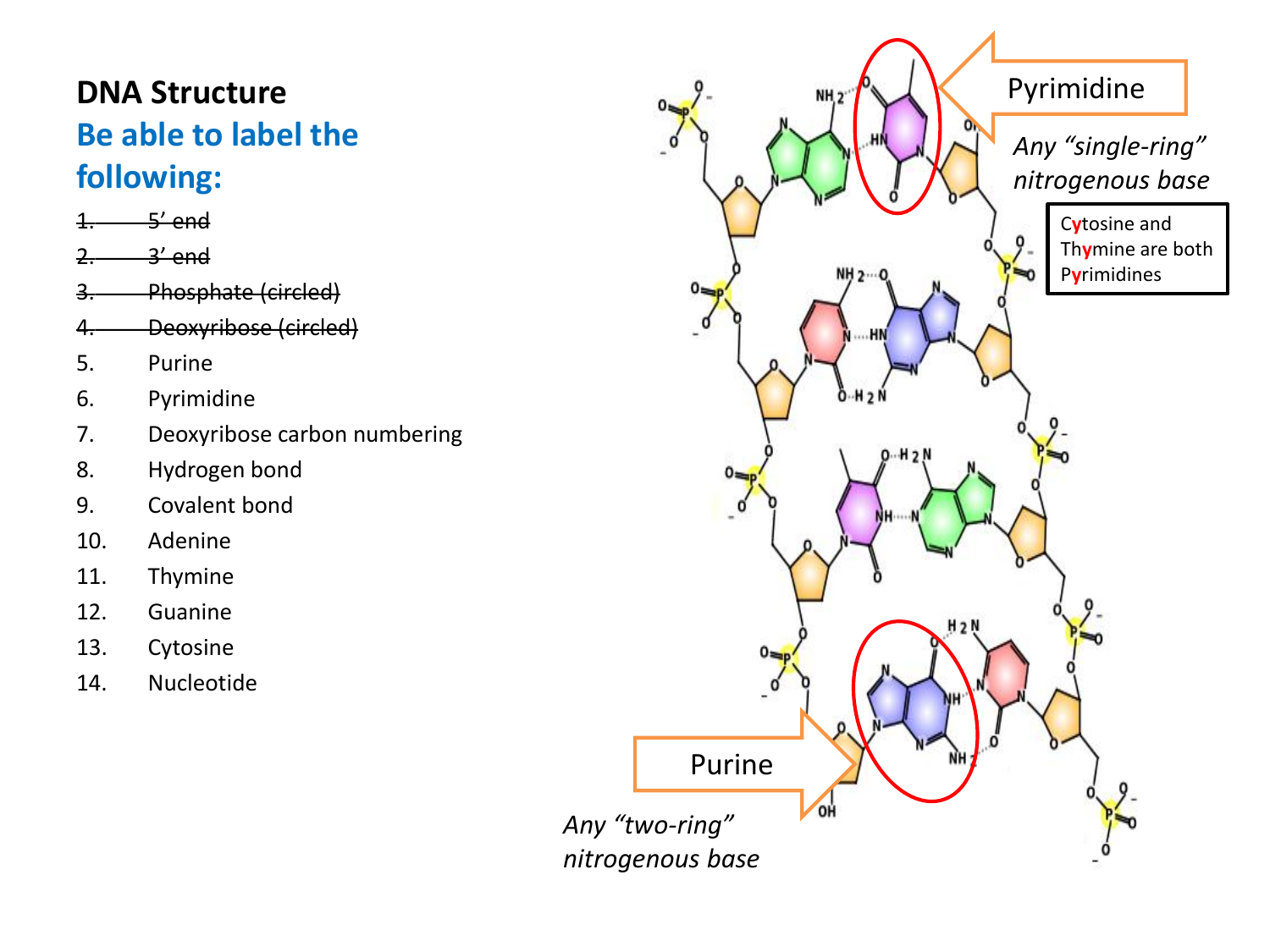## DNA Structure

## Be able to label the following:

1. ~~5' end~~
2. ~~3' end~~
3. ~~Phosphate (circled)~~
4. ~~Deoxyribose (circled)~~
5. Purine
6. Pyrimidine
7. Deoxyribose carbon numbering
8. Hydrogen bond
9. Covalent bond
10. Adenine
11. Thymine
12. Guanine
13. Cytosine
14. Nucleotide

Pyrimidine

*Any "single-ring" nitrogenous base*

Cytosine and Thymine are both Pyrimidines

Purine

*Any "two-ring" nitrogenous base*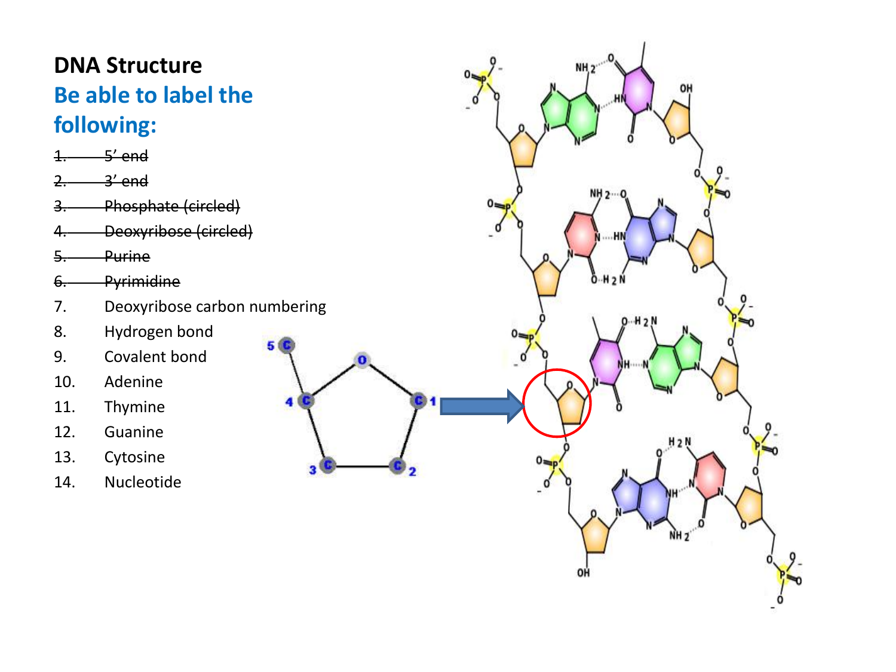# DNA Structure

## Be able to label the following:

1. ~~5' end~~
2. ~~3' end~~
3. ~~Phosphate (circled)~~
4. ~~Deoxyribose (circled)~~
5. ~~Purine~~
6. ~~Pyrimidine~~
7. Deoxyribose carbon numbering
8. Hydrogen bond
9. Covalent bond
10. Adenine
11. Thymine
12. Guanine
13. Cytosine
14. Nucleotide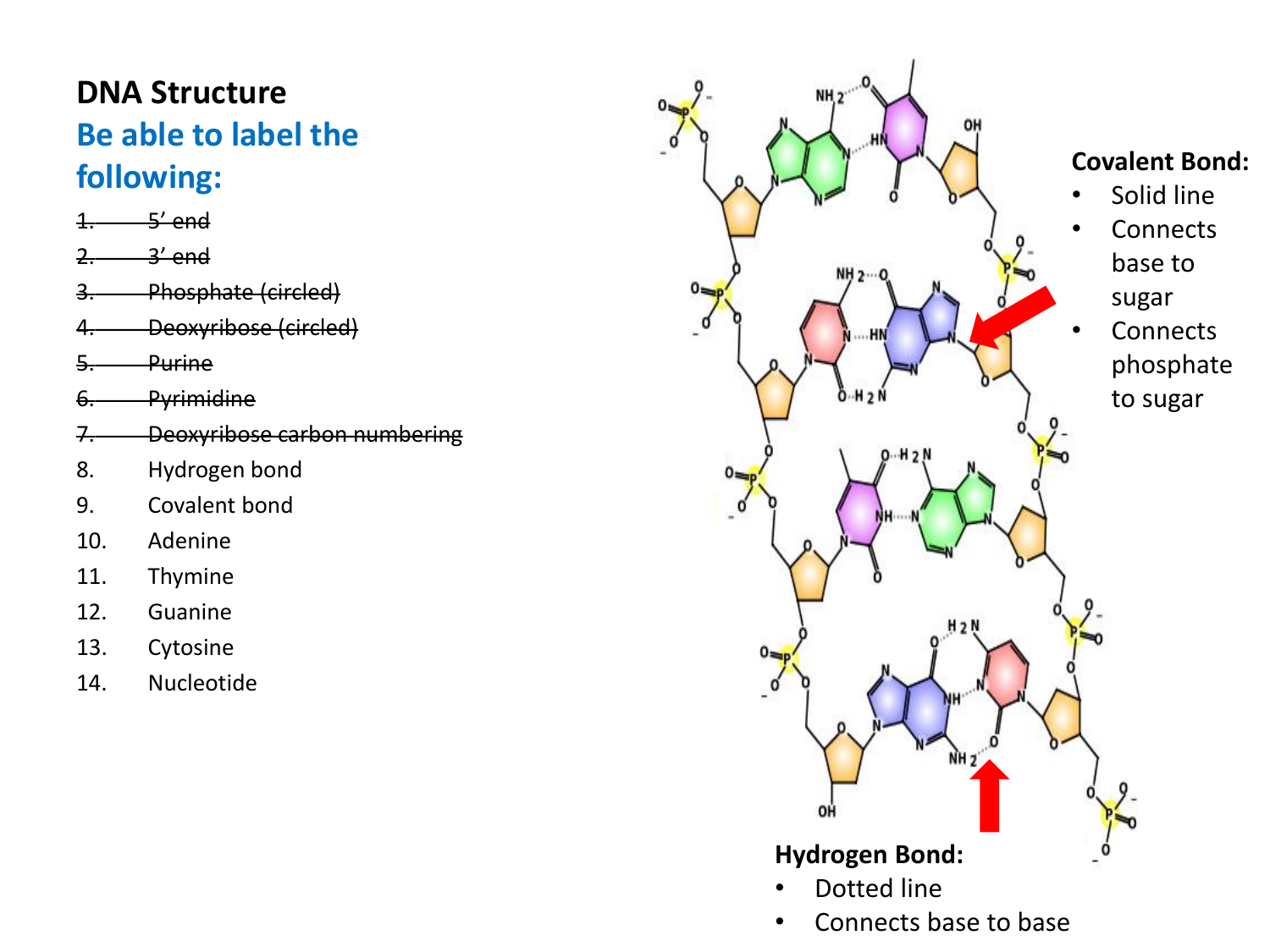# DNA Structure

## Be able to label the following:

1. ~~5' end~~
2. ~~3' end~~
3. ~~Phosphate (circled)~~
4. ~~Deoxyribose (circled)~~
5. ~~Purine~~
6. ~~Pyrimidine~~
7. ~~Deoxyribose carbon numbering~~
8. Hydrogen bond
9. Covalent bond
10. Adenine
11. Thymine
12. Guanine
13. Cytosine
14. Nucleotide

**Covalent Bond:**

- Solid line
- Connects base to sugar
- Connects phosphate to sugar

**Hydrogen Bond:**

- Dotted line
- Connects base to base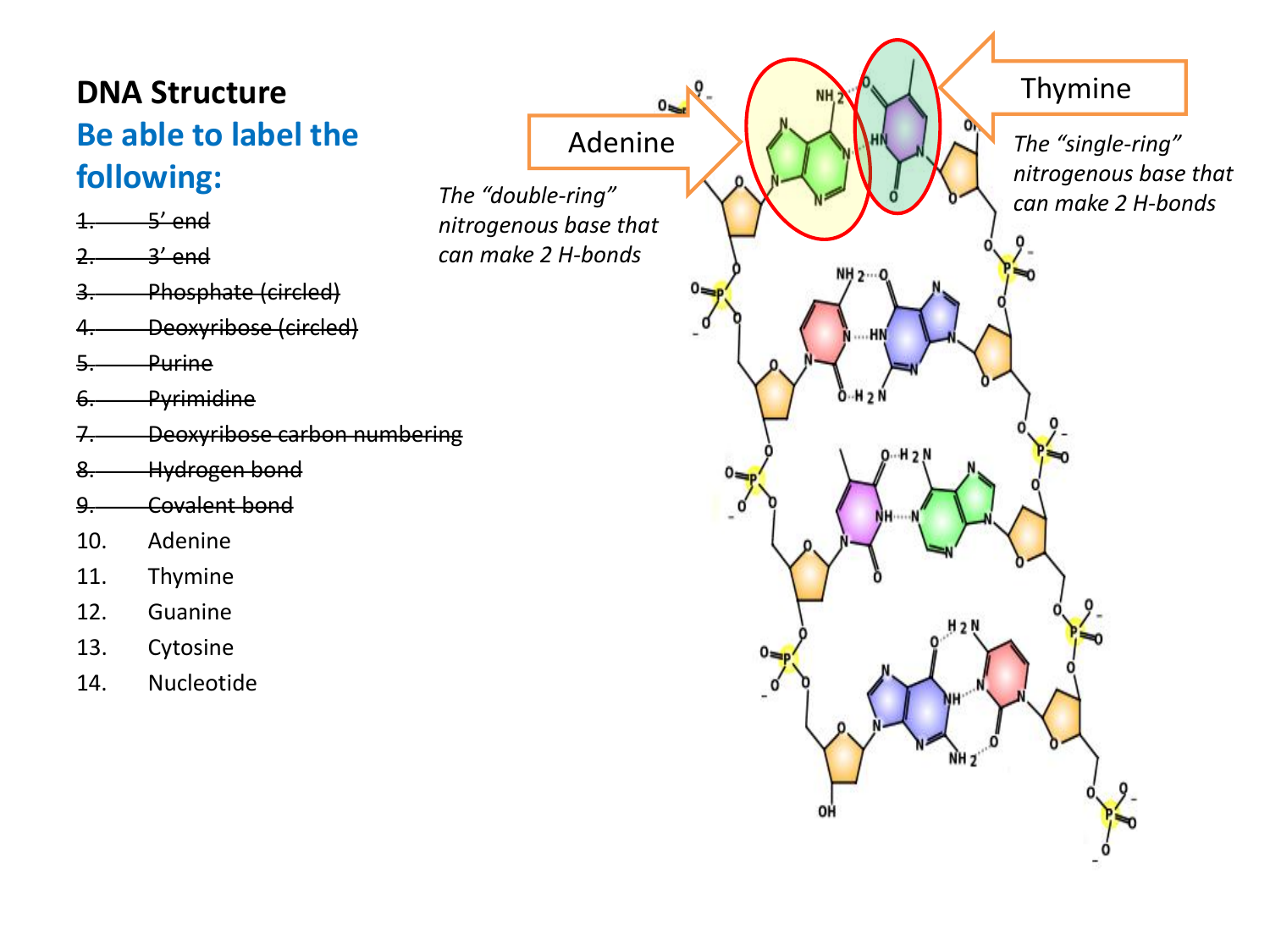# DNA Structure

## Be able to label the following:

1. ~~5' end~~
2. ~~3' end~~
3. ~~Phosphate (circled)~~
4. ~~Deoxyribose (circled)~~
5. ~~Purine~~
6. ~~Pyrimidine~~
7. ~~Deoxyribose carbon numbering~~
8. ~~Hydrogen bond~~
9. ~~Covalent bond~~
10. Adenine
11. Thymine
12. Guanine
13. Cytosine
14. Nucleotide

Adenine

*The "double-ring" nitrogenous base that can make 2 H-bonds*

Thymine

*The "single-ring" nitrogenous base that can make 2 H-bonds*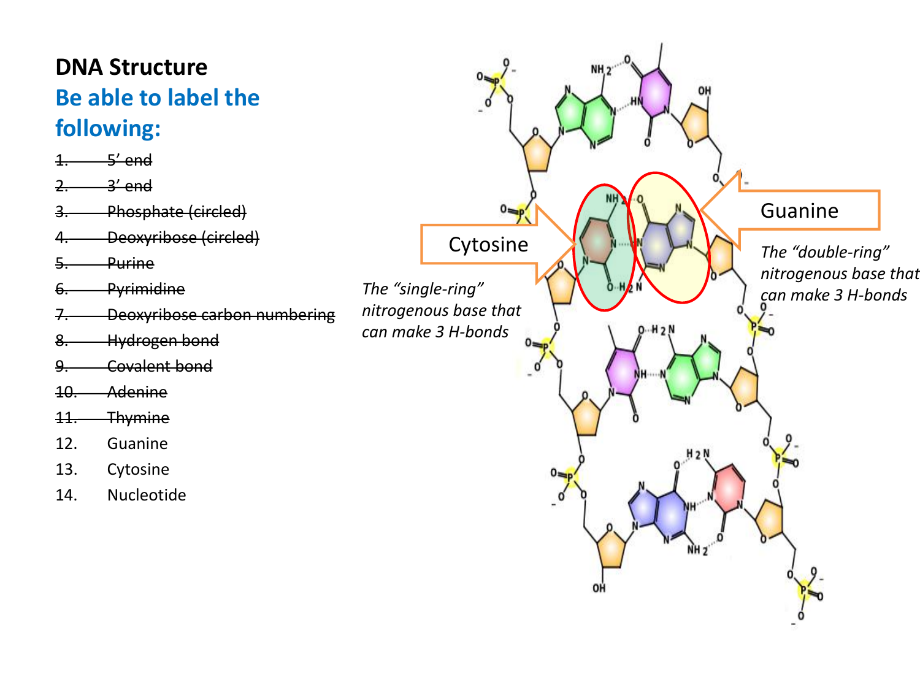# DNA Structure

## Be able to label the following:

1. ~~5' end~~
2. ~~3' end~~
3. ~~Phosphate (circled)~~
4. ~~Deoxyribose (circled)~~
5. ~~Purine~~
6. ~~Pyrimidine~~
7. ~~Deoxyribose carbon numbering~~
8. ~~Hydrogen bond~~
9. ~~Covalent bond~~
10. ~~Adenine~~
11. ~~Thymine~~
12. Guanine
13. Cytosine
14. Nucleotide

Cytosine

*The "single-ring" nitrogenous base that can make 3 H-bonds*

Guanine

*The "double-ring" nitrogenous base that can make 3 H-bonds*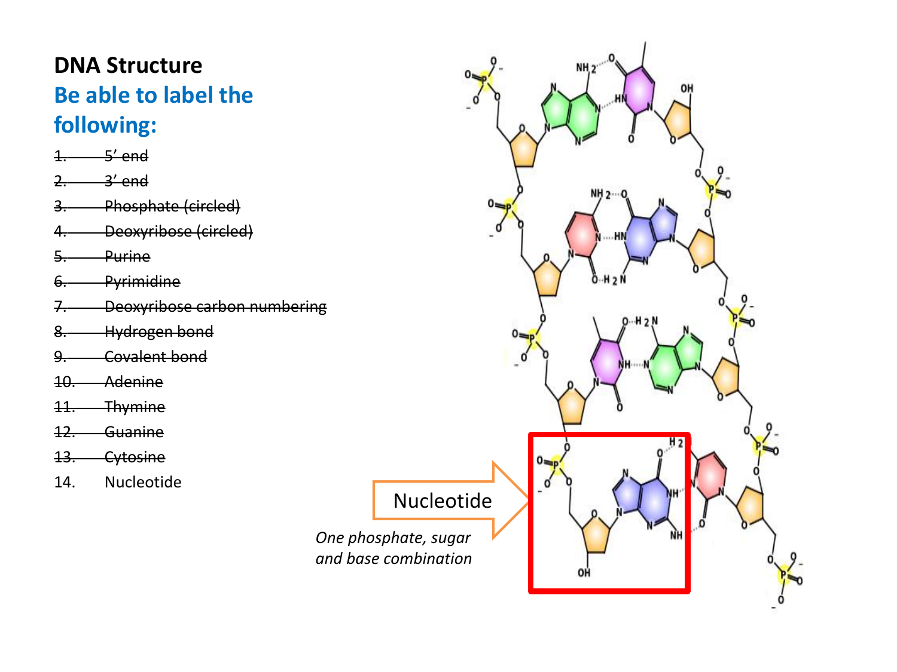# DNA Structure

## Be able to label the following:

1. ~~5' end~~
2. ~~3' end~~
3. ~~Phosphate (circled)~~
4. ~~Deoxyribose (circled)~~
5. ~~Purine~~
6. ~~Pyrimidine~~
7. ~~Deoxyribose carbon numbering~~
8. ~~Hydrogen bond~~
9. ~~Covalent bond~~
10. ~~Adenine~~
11. ~~Thymine~~
12. ~~Guanine~~
13. ~~Cytosine~~
14. Nucleotide

Nucleotide

*One phosphate, sugar and base combination*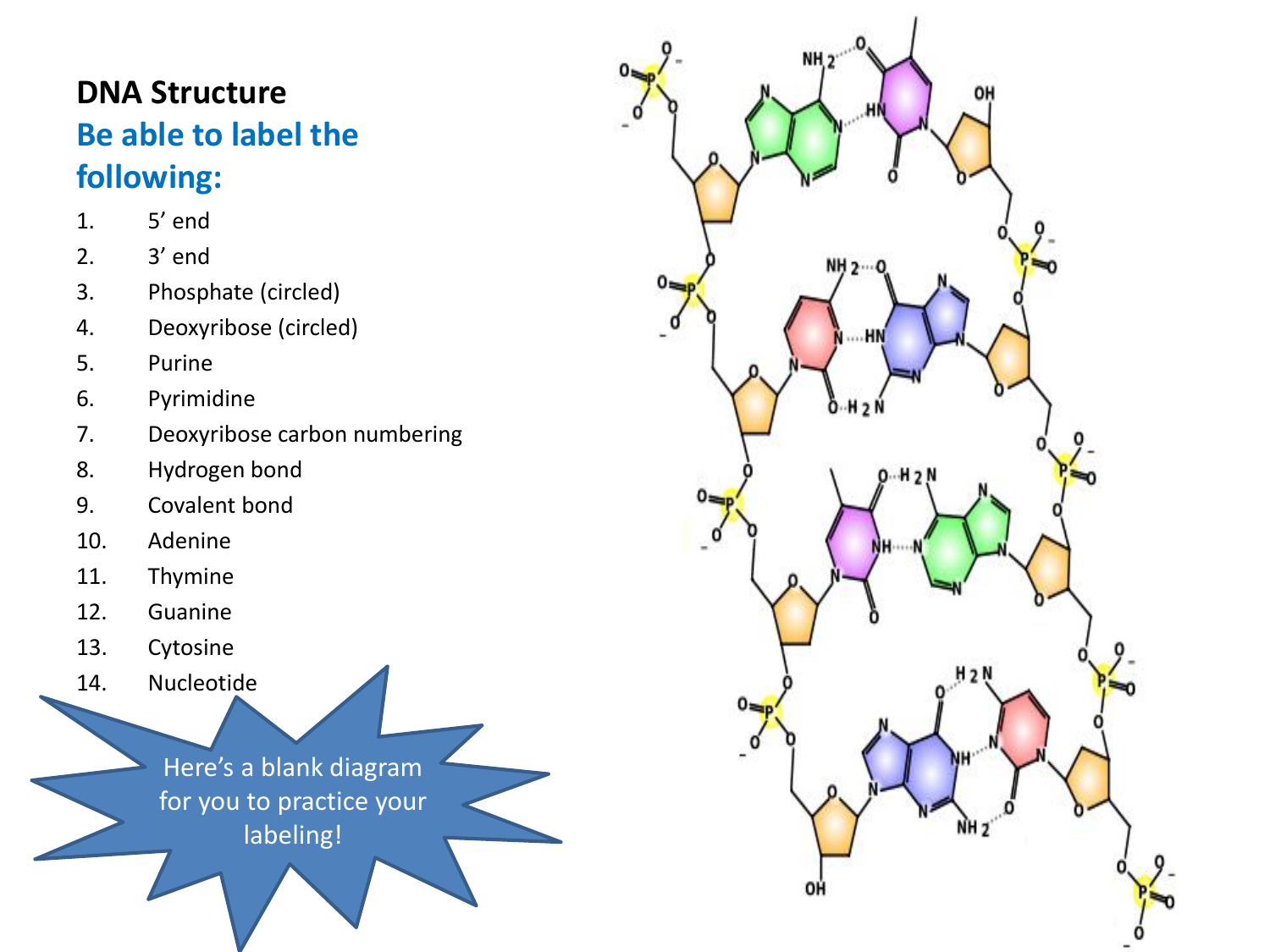## DNA Structure

### Be able to label the following:

1. 5' end
2. 3' end
3. Phosphate (circled)
4. Deoxyribose (circled)
5. Purine
6. Pyrimidine
7. Deoxyribose carbon numbering
8. Hydrogen bond
9. Covalent bond
10. Adenine
11. Thymine
12. Guanine
13. Cytosine
14. Nucleotide

Here's a blank diagram for you to practice your labeling!